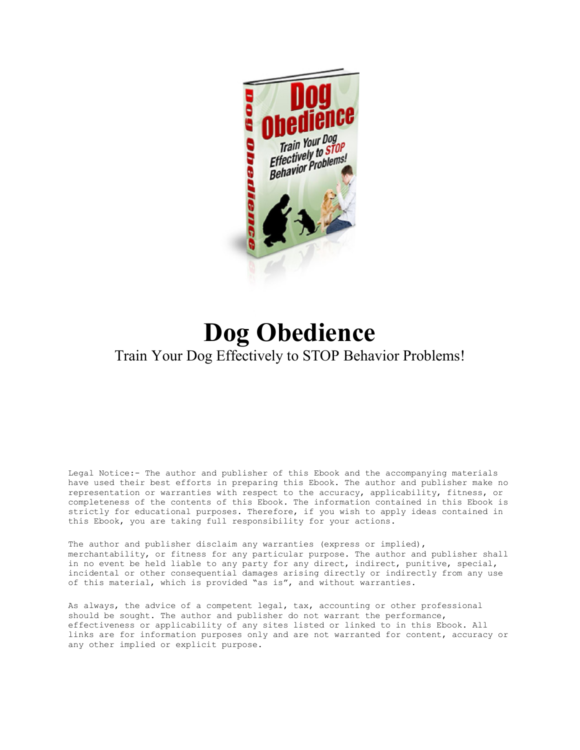# Dog Obedience

Train Your Dog Effectively to STOP Behavior Problems!

Legal Notice:- The author and publisher of this Ebook and the accompanying materials have used their best efforts in preparing this Ebook. The author and publisher make no representation or warranties with respect to the accuracy, applicability, fitness, or completeness of the contents of this Ebook. The information contained in this Ebook is strictly for educational purposes. Therefore, if you wish to apply ideas contained in this Ebook, you are taking full responsibility for your actions.

The author and publisher disclaim any warranties (express or implied), merchantability, or fitness for any particular purpose. The author and publisher shall in no event be held liable to any party for any direct, indirect, punitive, special, incidental or other consequential damages arising directly or indirectly from any use of this material, which is provided "as is", and without warranties.

As always, the advice of a competent legal, tax, accounting or other professional should be sought. The author and publisher do not warrant the performance, effectiveness or applicability of any sites listed or linked to in this Ebook. All links are for information purposes only and are not warranted for content, accuracy or any other implied or explicit purpose.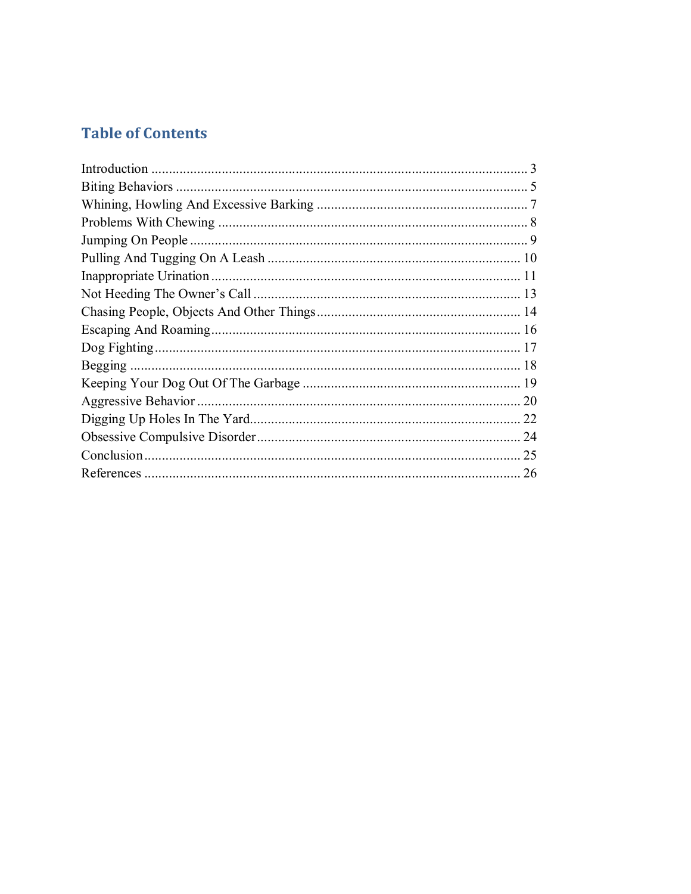## Table of Contents

Introduction .......................................................................................................... 3
Biting Behaviors .................................................................................................... 5
Whining, Howling And Excessive Barking ............................................................ 7
Problems With Chewing ........................................................................................ 8
Jumping On People ............................................................................................... 9
Pulling And Tugging On A Leash ....................................................................... 10
Inappropriate Urination ....................................................................................... 11
Not Heeding The Owner's Call ............................................................................ 13
Chasing People, Objects And Other Things .......................................................... 14
Escaping And Roaming ........................................................................................ 16
Dog Fighting ........................................................................................................ 17
Begging ............................................................................................................... 18
Keeping Your Dog Out Of The Garbage .............................................................. 19
Aggressive Behavior ........................................................................................... 20
Digging Up Holes In The Yard ............................................................................. 22
Obsessive Compulsive Disorder ........................................................................... 24
Conclusion ........................................................................................................... 25
References ........................................................................................................... 26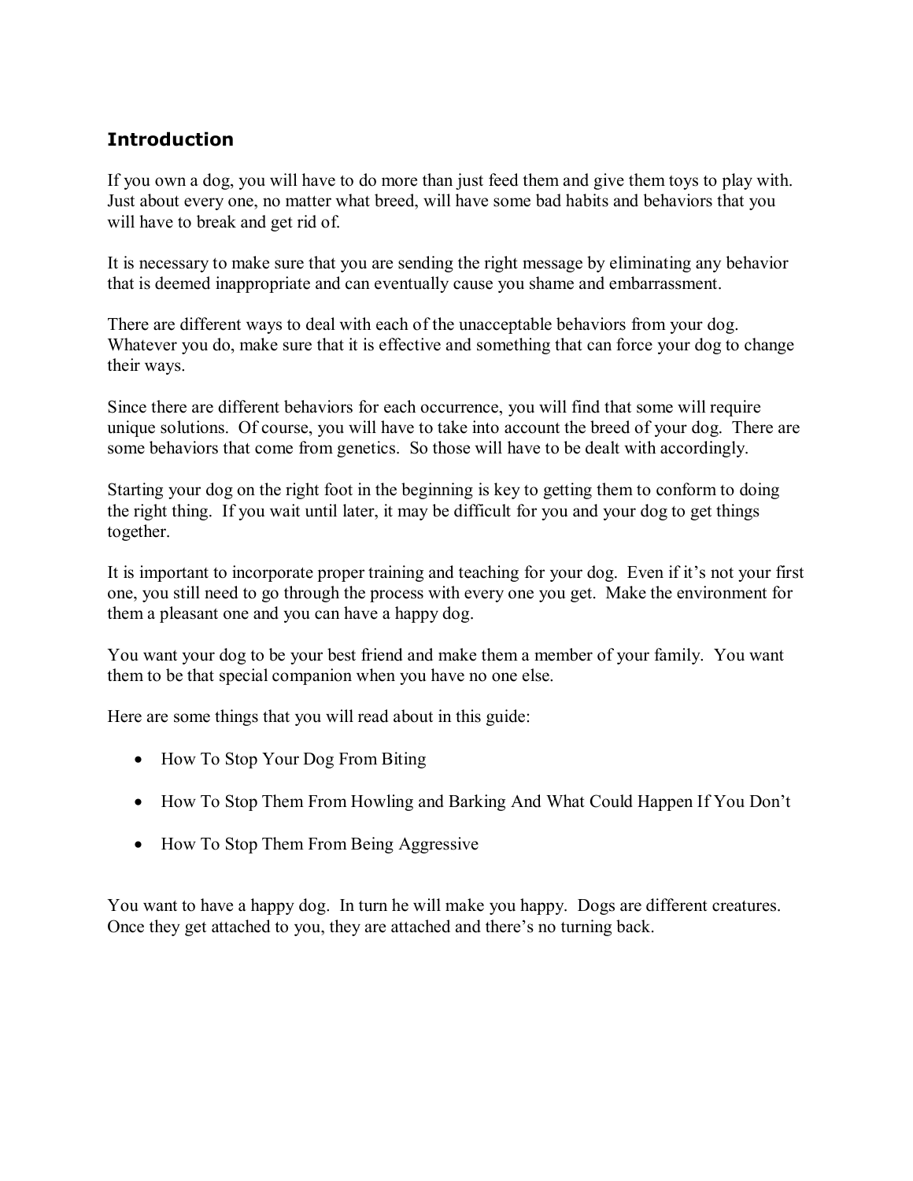## Introduction

If you own a dog, you will have to do more than just feed them and give them toys to play with. Just about every one, no matter what breed, will have some bad habits and behaviors that you will have to break and get rid of.

It is necessary to make sure that you are sending the right message by eliminating any behavior that is deemed inappropriate and can eventually cause you shame and embarrassment.

There are different ways to deal with each of the unacceptable behaviors from your dog. Whatever you do, make sure that it is effective and something that can force your dog to change their ways.

Since there are different behaviors for each occurrence, you will find that some will require unique solutions. Of course, you will have to take into account the breed of your dog. There are some behaviors that come from genetics. So those will have to be dealt with accordingly.

Starting your dog on the right foot in the beginning is key to getting them to conform to doing the right thing. If you wait until later, it may be difficult for you and your dog to get things together.

It is important to incorporate proper training and teaching for your dog. Even if it's not your first one, you still need to go through the process with every one you get. Make the environment for them a pleasant one and you can have a happy dog.

You want your dog to be your best friend and make them a member of your family. You want them to be that special companion when you have no one else.

Here are some things that you will read about in this guide:

- How To Stop Your Dog From Biting
- How To Stop Them From Howling and Barking And What Could Happen If You Don't
- How To Stop Them From Being Aggressive

You want to have a happy dog. In turn he will make you happy. Dogs are different creatures. Once they get attached to you, they are attached and there's no turning back.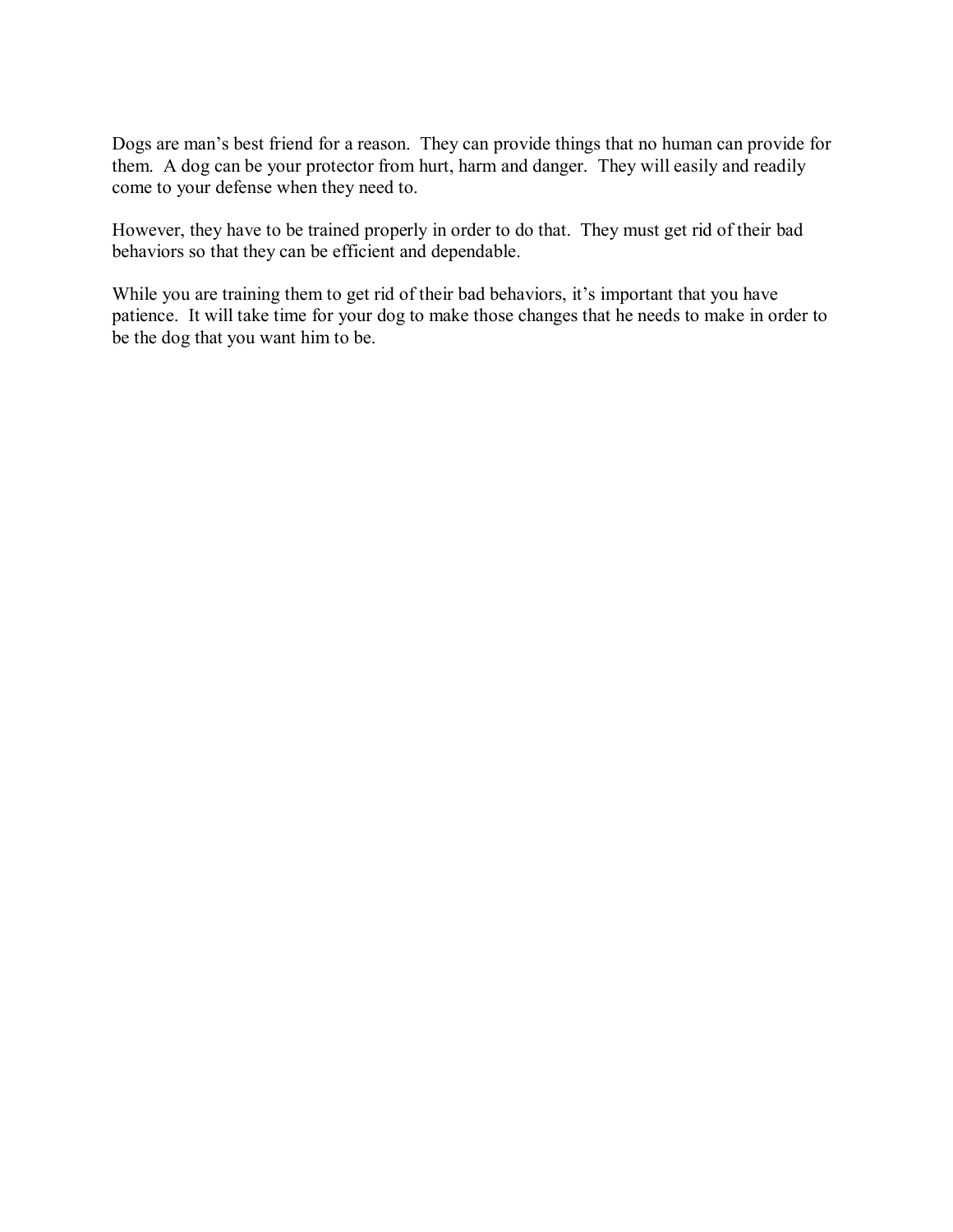Dogs are man's best friend for a reason. They can provide things that no human can provide for them. A dog can be your protector from hurt, harm and danger. They will easily and readily come to your defense when they need to.

However, they have to be trained properly in order to do that. They must get rid of their bad behaviors so that they can be efficient and dependable.

While you are training them to get rid of their bad behaviors, it's important that you have patience. It will take time for your dog to make those changes that he needs to make in order to be the dog that you want him to be.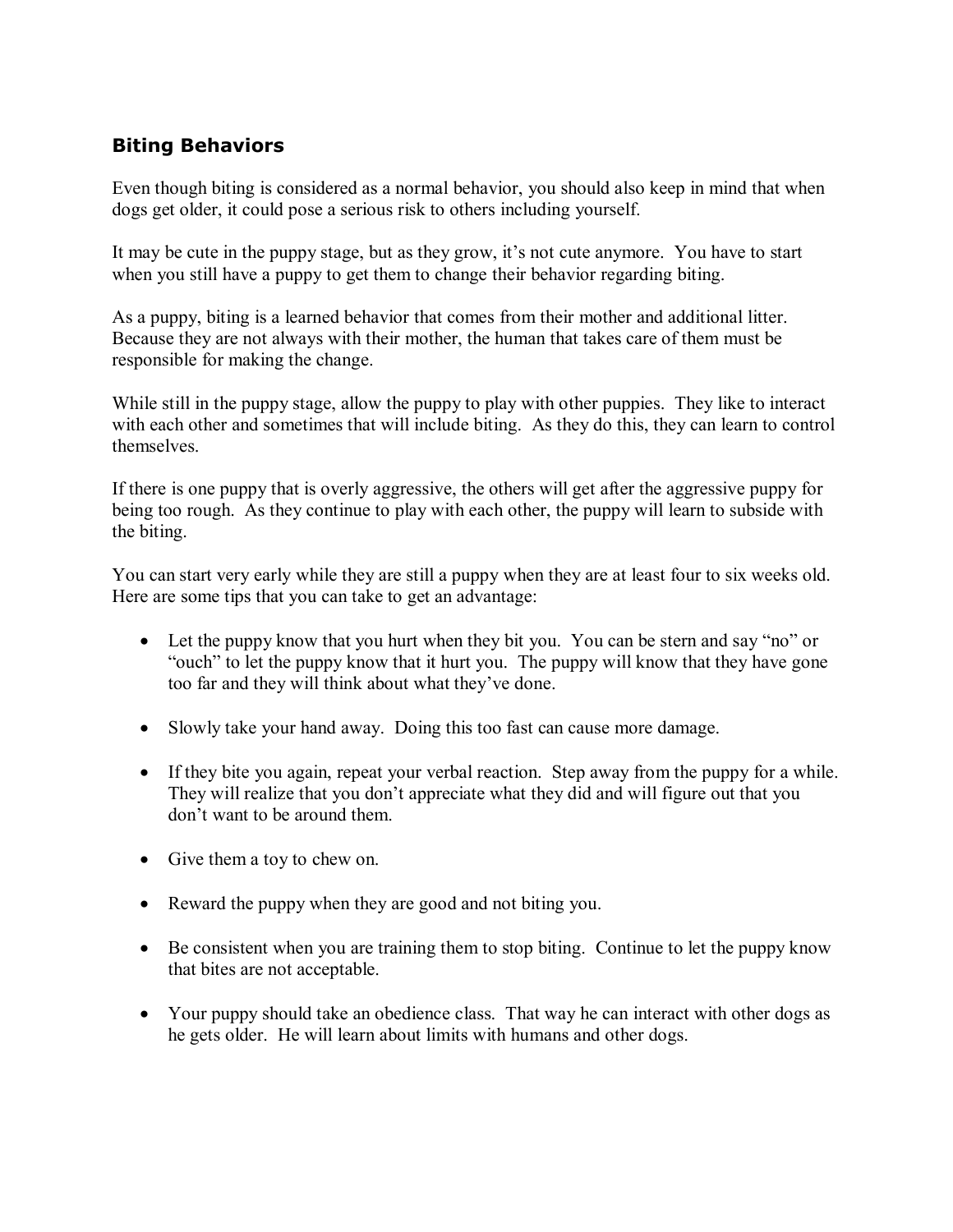## Biting Behaviors

Even though biting is considered as a normal behavior, you should also keep in mind that when dogs get older, it could pose a serious risk to others including yourself.

It may be cute in the puppy stage, but as they grow, it's not cute anymore. You have to start when you still have a puppy to get them to change their behavior regarding biting.

As a puppy, biting is a learned behavior that comes from their mother and additional litter. Because they are not always with their mother, the human that takes care of them must be responsible for making the change.

While still in the puppy stage, allow the puppy to play with other puppies. They like to interact with each other and sometimes that will include biting. As they do this, they can learn to control themselves.

If there is one puppy that is overly aggressive, the others will get after the aggressive puppy for being too rough. As they continue to play with each other, the puppy will learn to subside with the biting.

You can start very early while they are still a puppy when they are at least four to six weeks old. Here are some tips that you can take to get an advantage:

- Let the puppy know that you hurt when they bit you. You can be stern and say "no" or "ouch" to let the puppy know that it hurt you. The puppy will know that they have gone too far and they will think about what they've done.
- Slowly take your hand away. Doing this too fast can cause more damage.
- If they bite you again, repeat your verbal reaction. Step away from the puppy for a while. They will realize that you don't appreciate what they did and will figure out that you don't want to be around them.
- Give them a toy to chew on.
- Reward the puppy when they are good and not biting you.
- Be consistent when you are training them to stop biting. Continue to let the puppy know that bites are not acceptable.
- Your puppy should take an obedience class. That way he can interact with other dogs as he gets older. He will learn about limits with humans and other dogs.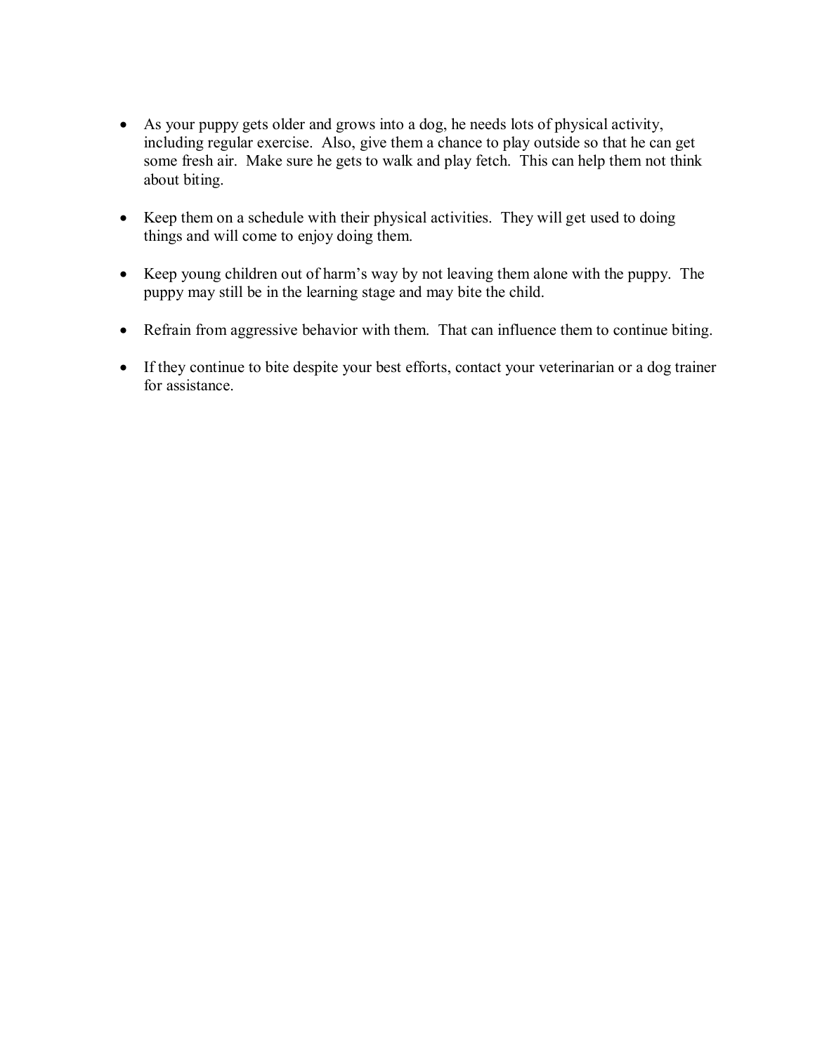- As your puppy gets older and grows into a dog, he needs lots of physical activity, including regular exercise. Also, give them a chance to play outside so that he can get some fresh air. Make sure he gets to walk and play fetch. This can help them not think about biting.

- Keep them on a schedule with their physical activities. They will get used to doing things and will come to enjoy doing them.

- Keep young children out of harm's way by not leaving them alone with the puppy. The puppy may still be in the learning stage and may bite the child.

- Refrain from aggressive behavior with them. That can influence them to continue biting.

- If they continue to bite despite your best efforts, contact your veterinarian or a dog trainer for assistance.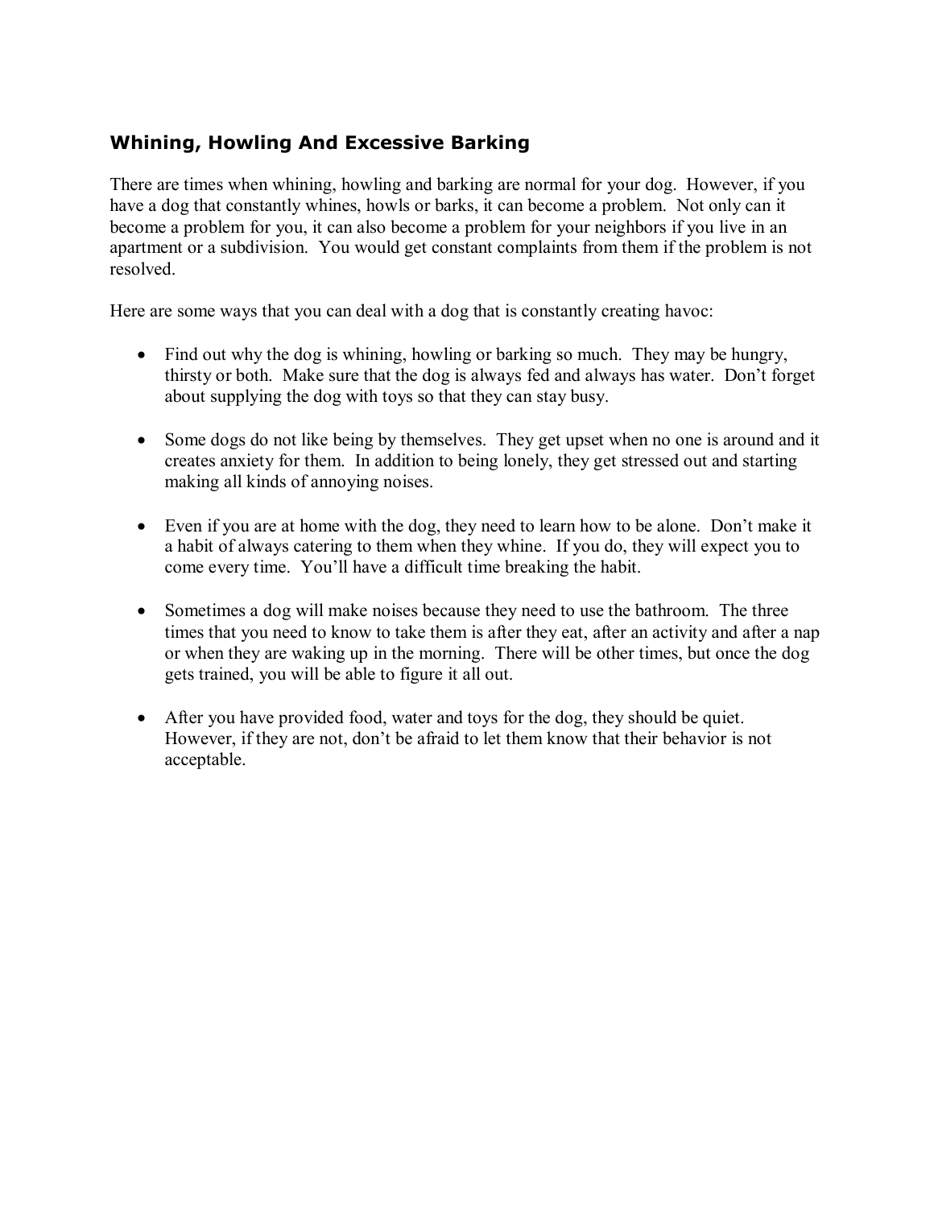## Whining, Howling And Excessive Barking

There are times when whining, howling and barking are normal for your dog. However, if you have a dog that constantly whines, howls or barks, it can become a problem. Not only can it become a problem for you, it can also become a problem for your neighbors if you live in an apartment or a subdivision. You would get constant complaints from them if the problem is not resolved.

Here are some ways that you can deal with a dog that is constantly creating havoc:

- Find out why the dog is whining, howling or barking so much. They may be hungry, thirsty or both. Make sure that the dog is always fed and always has water. Don't forget about supplying the dog with toys so that they can stay busy.

- Some dogs do not like being by themselves. They get upset when no one is around and it creates anxiety for them. In addition to being lonely, they get stressed out and starting making all kinds of annoying noises.

- Even if you are at home with the dog, they need to learn how to be alone. Don't make it a habit of always catering to them when they whine. If you do, they will expect you to come every time. You'll have a difficult time breaking the habit.

- Sometimes a dog will make noises because they need to use the bathroom. The three times that you need to know to take them is after they eat, after an activity and after a nap or when they are waking up in the morning. There will be other times, but once the dog gets trained, you will be able to figure it all out.

- After you have provided food, water and toys for the dog, they should be quiet. However, if they are not, don't be afraid to let them know that their behavior is not acceptable.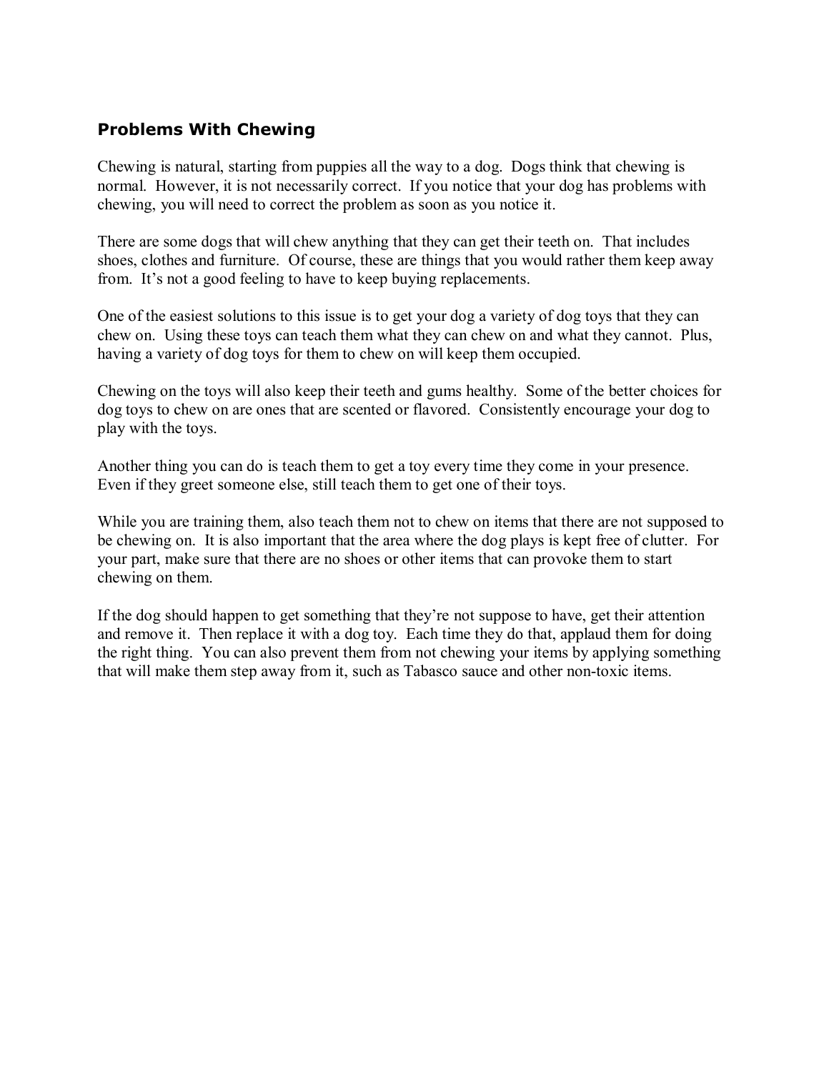### Problems With Chewing

Chewing is natural, starting from puppies all the way to a dog. Dogs think that chewing is normal. However, it is not necessarily correct. If you notice that your dog has problems with chewing, you will need to correct the problem as soon as you notice it.

There are some dogs that will chew anything that they can get their teeth on. That includes shoes, clothes and furniture. Of course, these are things that you would rather them keep away from. It's not a good feeling to have to keep buying replacements.

One of the easiest solutions to this issue is to get your dog a variety of dog toys that they can chew on. Using these toys can teach them what they can chew on and what they cannot. Plus, having a variety of dog toys for them to chew on will keep them occupied.

Chewing on the toys will also keep their teeth and gums healthy. Some of the better choices for dog toys to chew on are ones that are scented or flavored. Consistently encourage your dog to play with the toys.

Another thing you can do is teach them to get a toy every time they come in your presence. Even if they greet someone else, still teach them to get one of their toys.

While you are training them, also teach them not to chew on items that there are not supposed to be chewing on. It is also important that the area where the dog plays is kept free of clutter. For your part, make sure that there are no shoes or other items that can provoke them to start chewing on them.

If the dog should happen to get something that they're not suppose to have, get their attention and remove it. Then replace it with a dog toy. Each time they do that, applaud them for doing the right thing. You can also prevent them from not chewing your items by applying something that will make them step away from it, such as Tabasco sauce and other non-toxic items.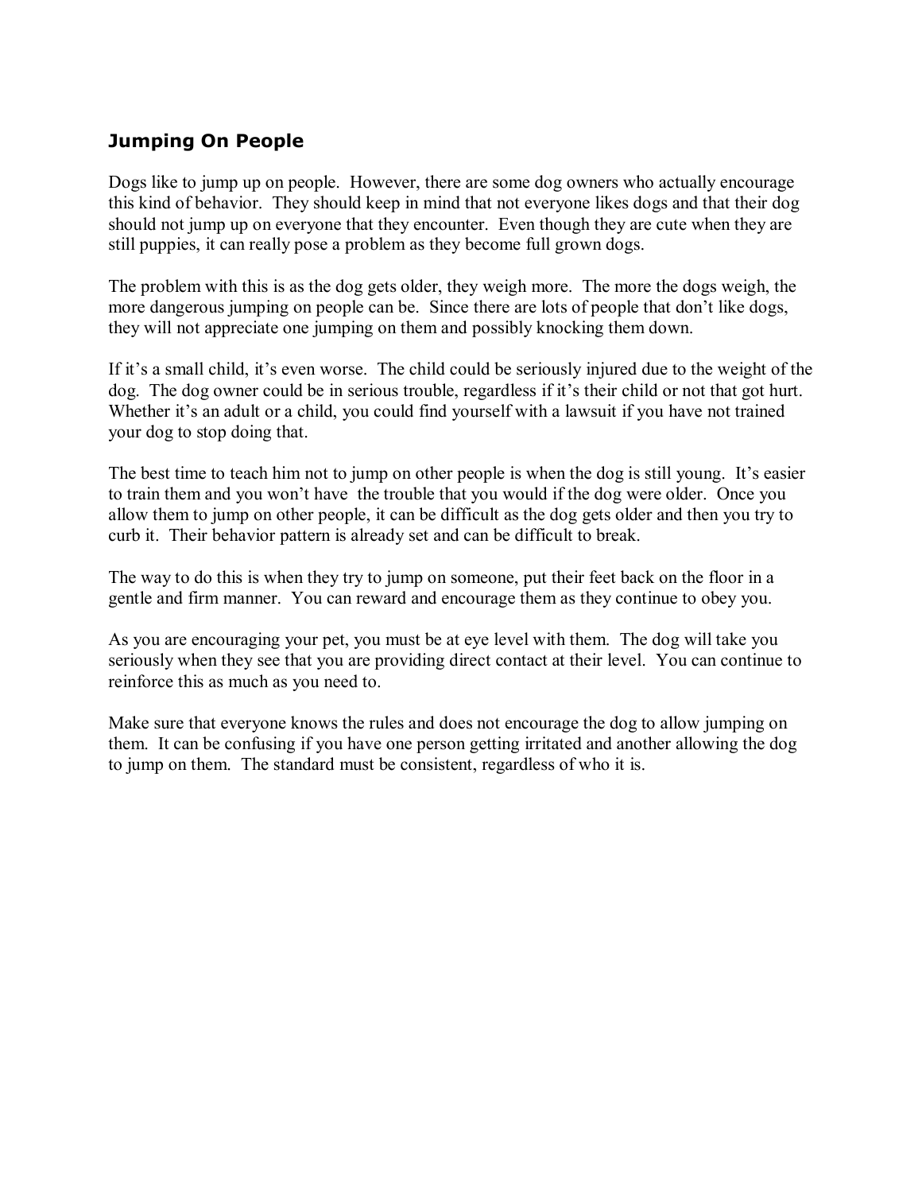### Jumping On People

Dogs like to jump up on people. However, there are some dog owners who actually encourage this kind of behavior. They should keep in mind that not everyone likes dogs and that their dog should not jump up on everyone that they encounter. Even though they are cute when they are still puppies, it can really pose a problem as they become full grown dogs.

The problem with this is as the dog gets older, they weigh more. The more the dogs weigh, the more dangerous jumping on people can be. Since there are lots of people that don't like dogs, they will not appreciate one jumping on them and possibly knocking them down.

If it's a small child, it's even worse. The child could be seriously injured due to the weight of the dog. The dog owner could be in serious trouble, regardless if it's their child or not that got hurt. Whether it's an adult or a child, you could find yourself with a lawsuit if you have not trained your dog to stop doing that.

The best time to teach him not to jump on other people is when the dog is still young. It's easier to train them and you won't have the trouble that you would if the dog were older. Once you allow them to jump on other people, it can be difficult as the dog gets older and then you try to curb it. Their behavior pattern is already set and can be difficult to break.

The way to do this is when they try to jump on someone, put their feet back on the floor in a gentle and firm manner. You can reward and encourage them as they continue to obey you.

As you are encouraging your pet, you must be at eye level with them. The dog will take you seriously when they see that you are providing direct contact at their level. You can continue to reinforce this as much as you need to.

Make sure that everyone knows the rules and does not encourage the dog to allow jumping on them. It can be confusing if you have one person getting irritated and another allowing the dog to jump on them. The standard must be consistent, regardless of who it is.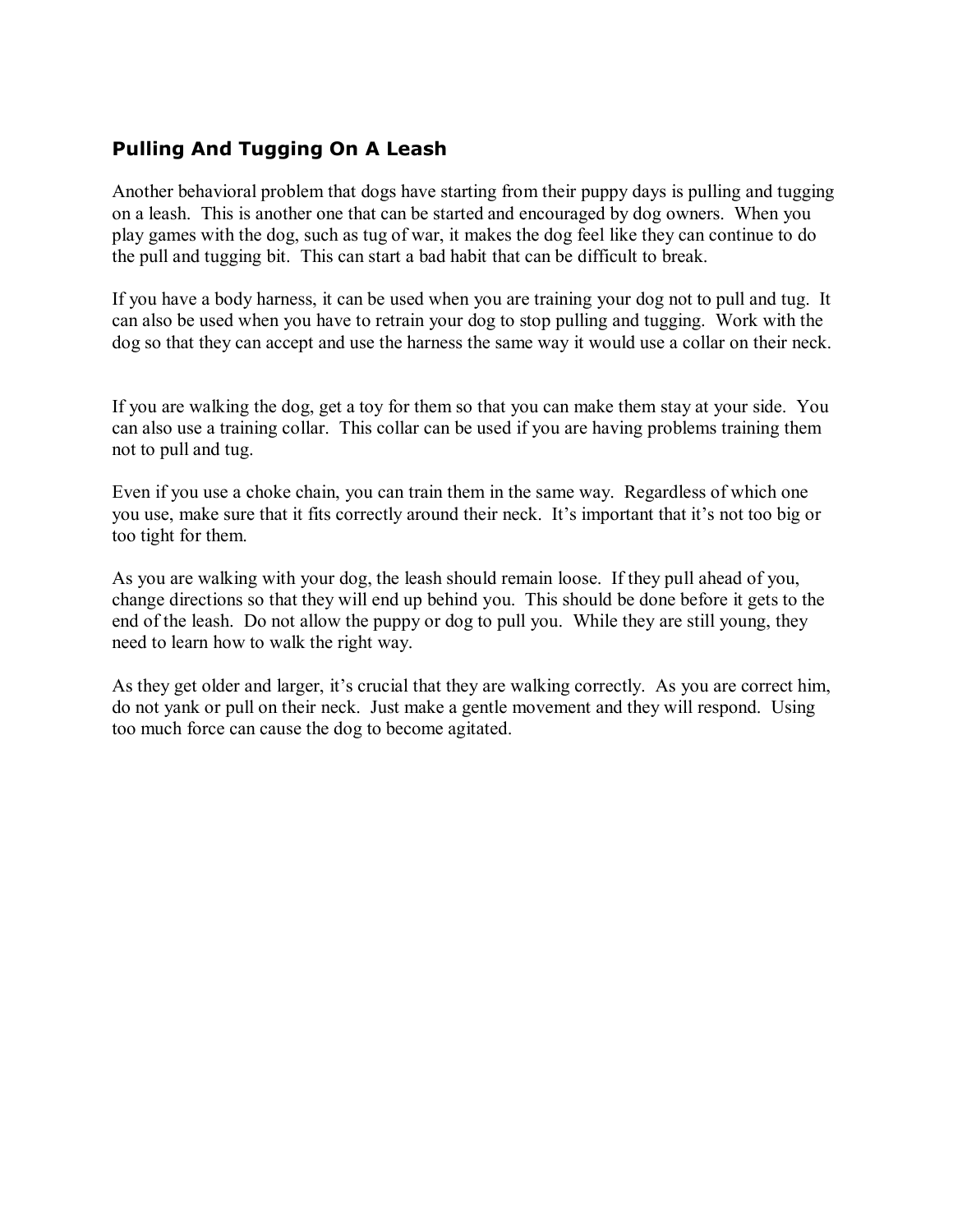## Pulling And Tugging On A Leash

Another behavioral problem that dogs have starting from their puppy days is pulling and tugging on a leash. This is another one that can be started and encouraged by dog owners. When you play games with the dog, such as tug of war, it makes the dog feel like they can continue to do the pull and tugging bit. This can start a bad habit that can be difficult to break.

If you have a body harness, it can be used when you are training your dog not to pull and tug. It can also be used when you have to retrain your dog to stop pulling and tugging. Work with the dog so that they can accept and use the harness the same way it would use a collar on their neck.

If you are walking the dog, get a toy for them so that you can make them stay at your side. You can also use a training collar. This collar can be used if you are having problems training them not to pull and tug.

Even if you use a choke chain, you can train them in the same way. Regardless of which one you use, make sure that it fits correctly around their neck. It's important that it's not too big or too tight for them.

As you are walking with your dog, the leash should remain loose. If they pull ahead of you, change directions so that they will end up behind you. This should be done before it gets to the end of the leash. Do not allow the puppy or dog to pull you. While they are still young, they need to learn how to walk the right way.

As they get older and larger, it's crucial that they are walking correctly. As you are correct him, do not yank or pull on their neck. Just make a gentle movement and they will respond. Using too much force can cause the dog to become agitated.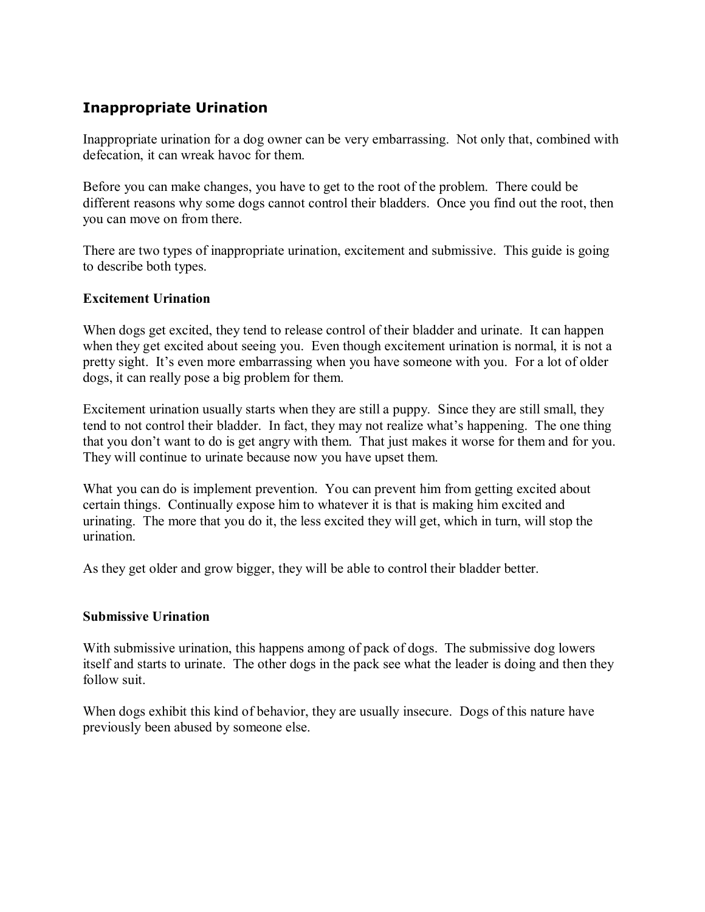## Inappropriate Urination

Inappropriate urination for a dog owner can be very embarrassing. Not only that, combined with defecation, it can wreak havoc for them.

Before you can make changes, you have to get to the root of the problem. There could be different reasons why some dogs cannot control their bladders. Once you find out the root, then you can move on from there.

There are two types of inappropriate urination, excitement and submissive. This guide is going to describe both types.

### Excitement Urination

When dogs get excited, they tend to release control of their bladder and urinate. It can happen when they get excited about seeing you. Even though excitement urination is normal, it is not a pretty sight. It's even more embarrassing when you have someone with you. For a lot of older dogs, it can really pose a big problem for them.

Excitement urination usually starts when they are still a puppy. Since they are still small, they tend to not control their bladder. In fact, they may not realize what's happening. The one thing that you don't want to do is get angry with them. That just makes it worse for them and for you. They will continue to urinate because now you have upset them.

What you can do is implement prevention. You can prevent him from getting excited about certain things. Continually expose him to whatever it is that is making him excited and urinating. The more that you do it, the less excited they will get, which in turn, will stop the urination.

As they get older and grow bigger, they will be able to control their bladder better.

### Submissive Urination

With submissive urination, this happens among of pack of dogs. The submissive dog lowers itself and starts to urinate. The other dogs in the pack see what the leader is doing and then they follow suit.

When dogs exhibit this kind of behavior, they are usually insecure. Dogs of this nature have previously been abused by someone else.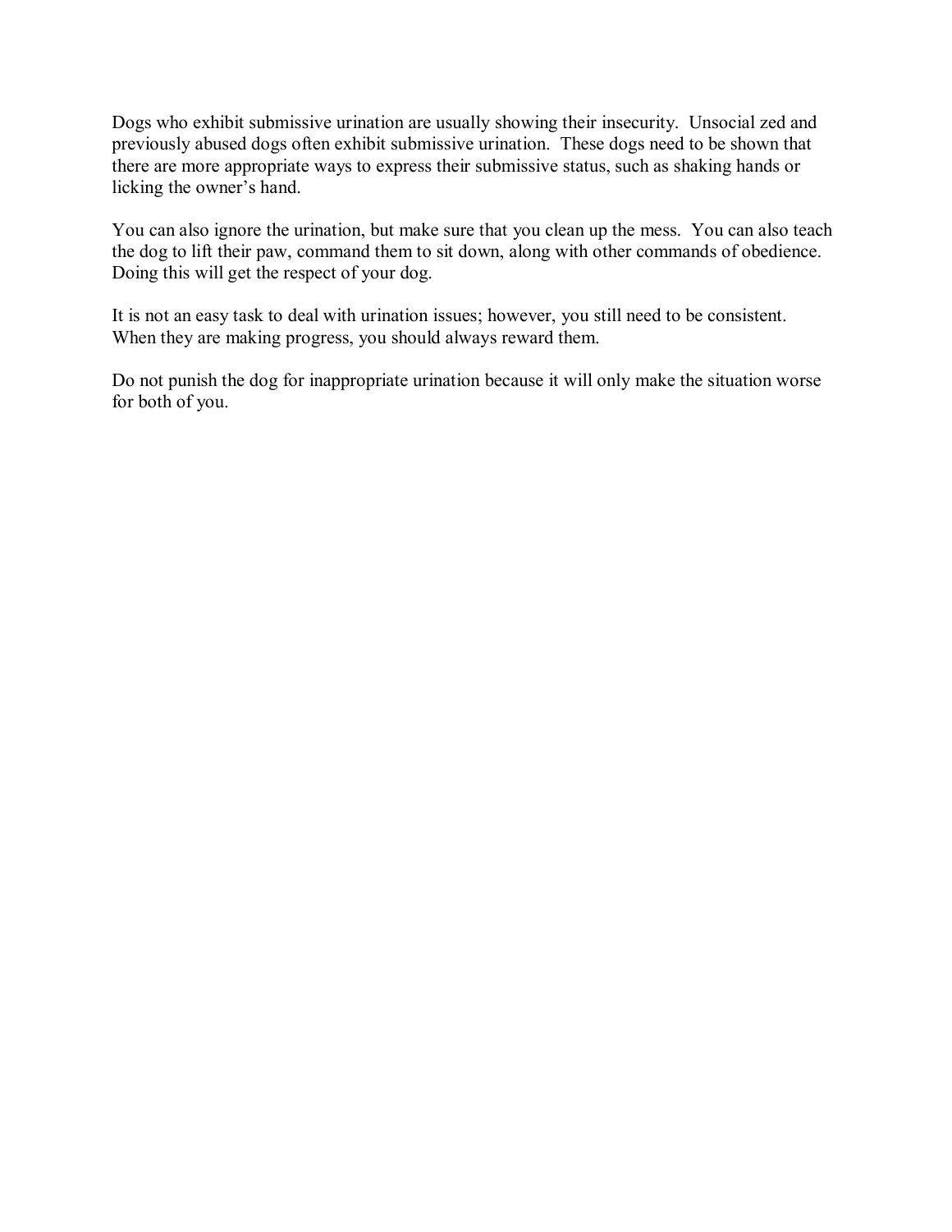Dogs who exhibit submissive urination are usually showing their insecurity. Unsocial zed and previously abused dogs often exhibit submissive urination. These dogs need to be shown that there are more appropriate ways to express their submissive status, such as shaking hands or licking the owner's hand.

You can also ignore the urination, but make sure that you clean up the mess. You can also teach the dog to lift their paw, command them to sit down, along with other commands of obedience. Doing this will get the respect of your dog.

It is not an easy task to deal with urination issues; however, you still need to be consistent. When they are making progress, you should always reward them.

Do not punish the dog for inappropriate urination because it will only make the situation worse for both of you.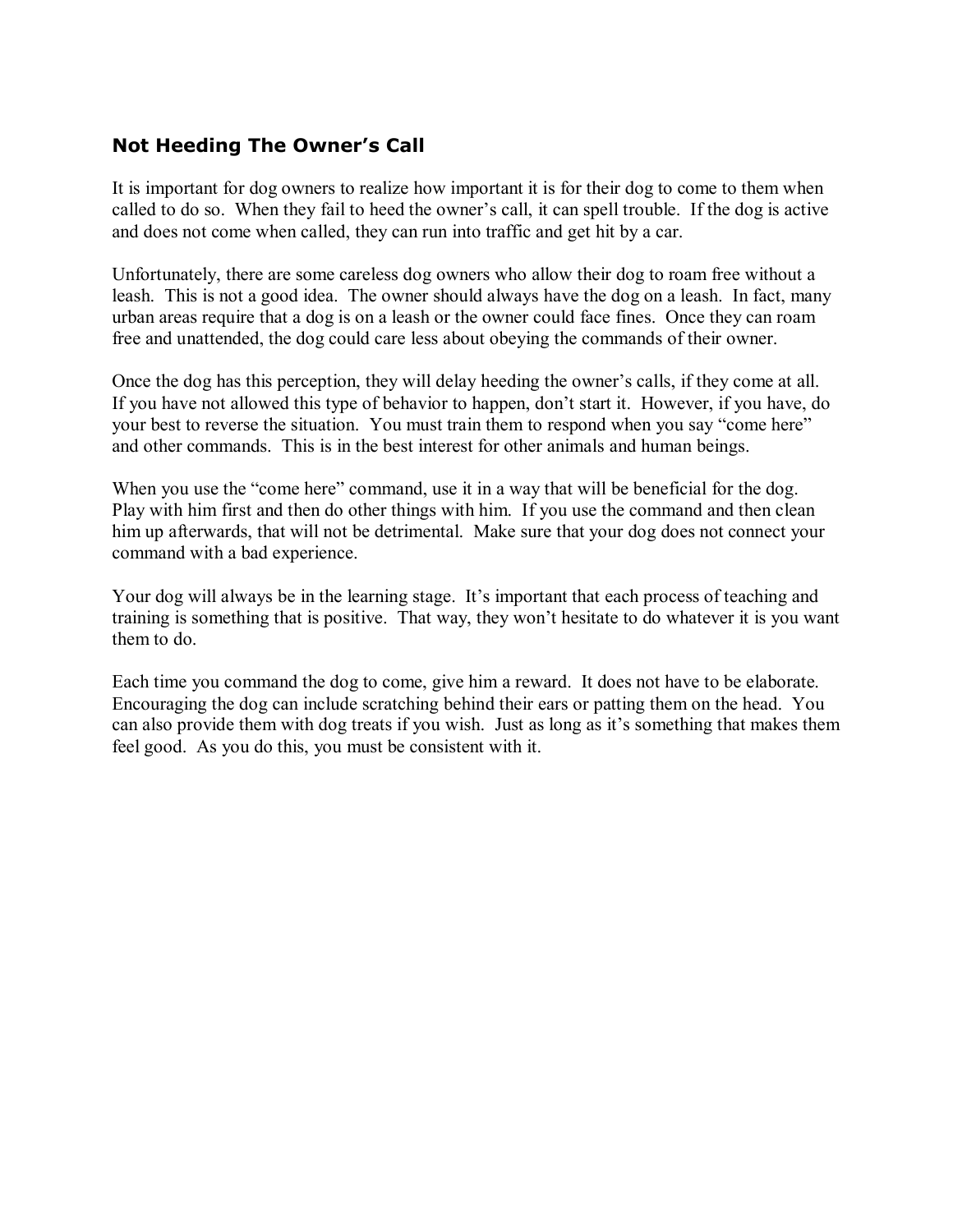## Not Heeding The Owner's Call

It is important for dog owners to realize how important it is for their dog to come to them when called to do so. When they fail to heed the owner's call, it can spell trouble. If the dog is active and does not come when called, they can run into traffic and get hit by a car.

Unfortunately, there are some careless dog owners who allow their dog to roam free without a leash. This is not a good idea. The owner should always have the dog on a leash. In fact, many urban areas require that a dog is on a leash or the owner could face fines. Once they can roam free and unattended, the dog could care less about obeying the commands of their owner.

Once the dog has this perception, they will delay heeding the owner's calls, if they come at all. If you have not allowed this type of behavior to happen, don't start it. However, if you have, do your best to reverse the situation. You must train them to respond when you say "come here" and other commands. This is in the best interest for other animals and human beings.

When you use the "come here" command, use it in a way that will be beneficial for the dog. Play with him first and then do other things with him. If you use the command and then clean him up afterwards, that will not be detrimental. Make sure that your dog does not connect your command with a bad experience.

Your dog will always be in the learning stage. It's important that each process of teaching and training is something that is positive. That way, they won't hesitate to do whatever it is you want them to do.

Each time you command the dog to come, give him a reward. It does not have to be elaborate. Encouraging the dog can include scratching behind their ears or patting them on the head. You can also provide them with dog treats if you wish. Just as long as it's something that makes them feel good. As you do this, you must be consistent with it.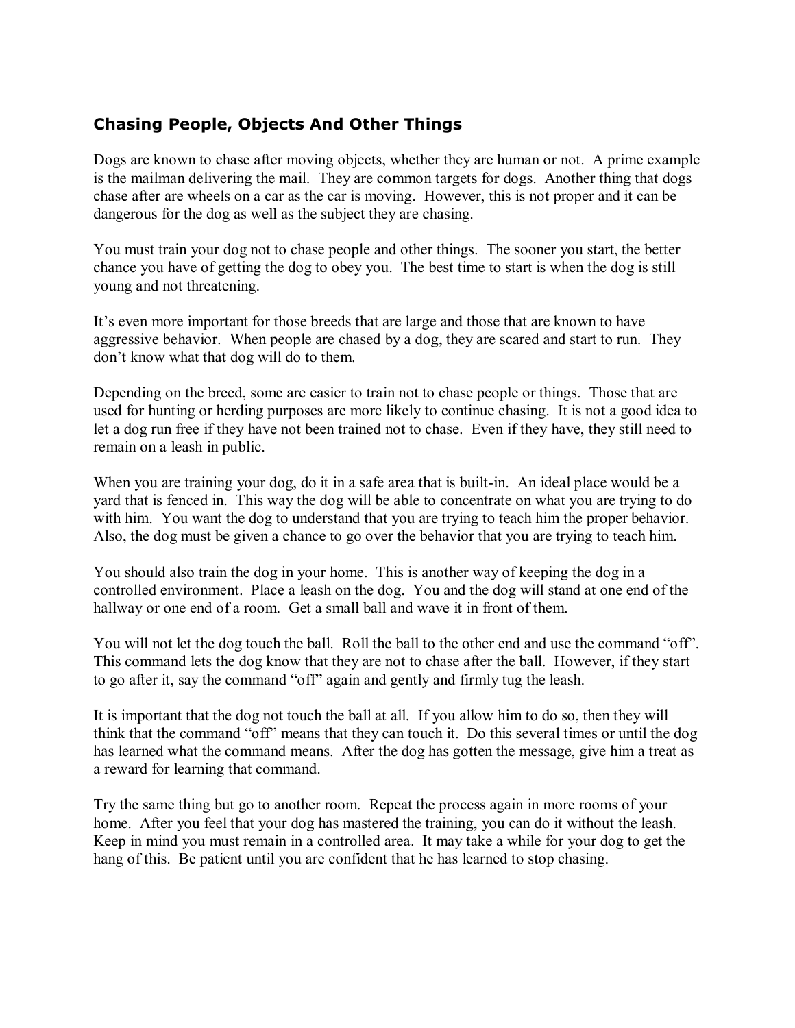## Chasing People, Objects And Other Things

Dogs are known to chase after moving objects, whether they are human or not. A prime example is the mailman delivering the mail. They are common targets for dogs. Another thing that dogs chase after are wheels on a car as the car is moving. However, this is not proper and it can be dangerous for the dog as well as the subject they are chasing.

You must train your dog not to chase people and other things. The sooner you start, the better chance you have of getting the dog to obey you. The best time to start is when the dog is still young and not threatening.

It's even more important for those breeds that are large and those that are known to have aggressive behavior. When people are chased by a dog, they are scared and start to run. They don't know what that dog will do to them.

Depending on the breed, some are easier to train not to chase people or things. Those that are used for hunting or herding purposes are more likely to continue chasing. It is not a good idea to let a dog run free if they have not been trained not to chase. Even if they have, they still need to remain on a leash in public.

When you are training your dog, do it in a safe area that is built-in. An ideal place would be a yard that is fenced in. This way the dog will be able to concentrate on what you are trying to do with him. You want the dog to understand that you are trying to teach him the proper behavior. Also, the dog must be given a chance to go over the behavior that you are trying to teach him.

You should also train the dog in your home. This is another way of keeping the dog in a controlled environment. Place a leash on the dog. You and the dog will stand at one end of the hallway or one end of a room. Get a small ball and wave it in front of them.

You will not let the dog touch the ball. Roll the ball to the other end and use the command "off". This command lets the dog know that they are not to chase after the ball. However, if they start to go after it, say the command "off" again and gently and firmly tug the leash.

It is important that the dog not touch the ball at all. If you allow him to do so, then they will think that the command "off" means that they can touch it. Do this several times or until the dog has learned what the command means. After the dog has gotten the message, give him a treat as a reward for learning that command.

Try the same thing but go to another room. Repeat the process again in more rooms of your home. After you feel that your dog has mastered the training, you can do it without the leash. Keep in mind you must remain in a controlled area. It may take a while for your dog to get the hang of this. Be patient until you are confident that he has learned to stop chasing.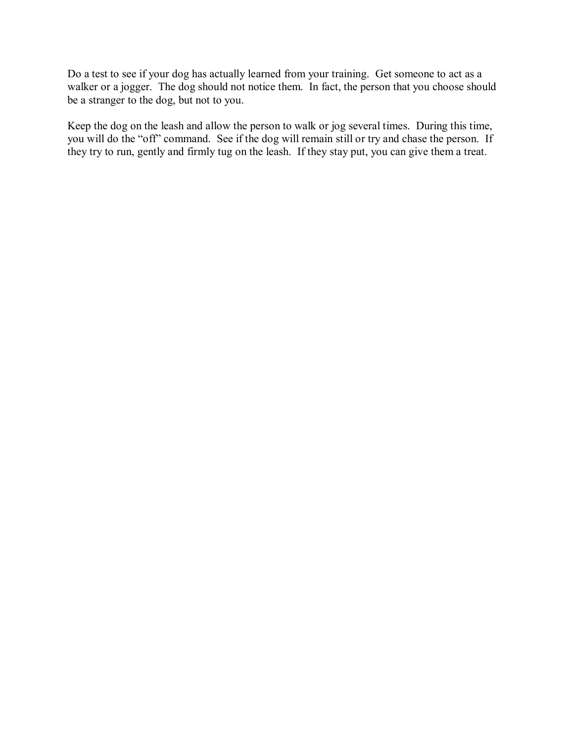Do a test to see if your dog has actually learned from your training. Get someone to act as a walker or a jogger. The dog should not notice them. In fact, the person that you choose should be a stranger to the dog, but not to you.

Keep the dog on the leash and allow the person to walk or jog several times. During this time, you will do the "off" command. See if the dog will remain still or try and chase the person. If they try to run, gently and firmly tug on the leash. If they stay put, you can give them a treat.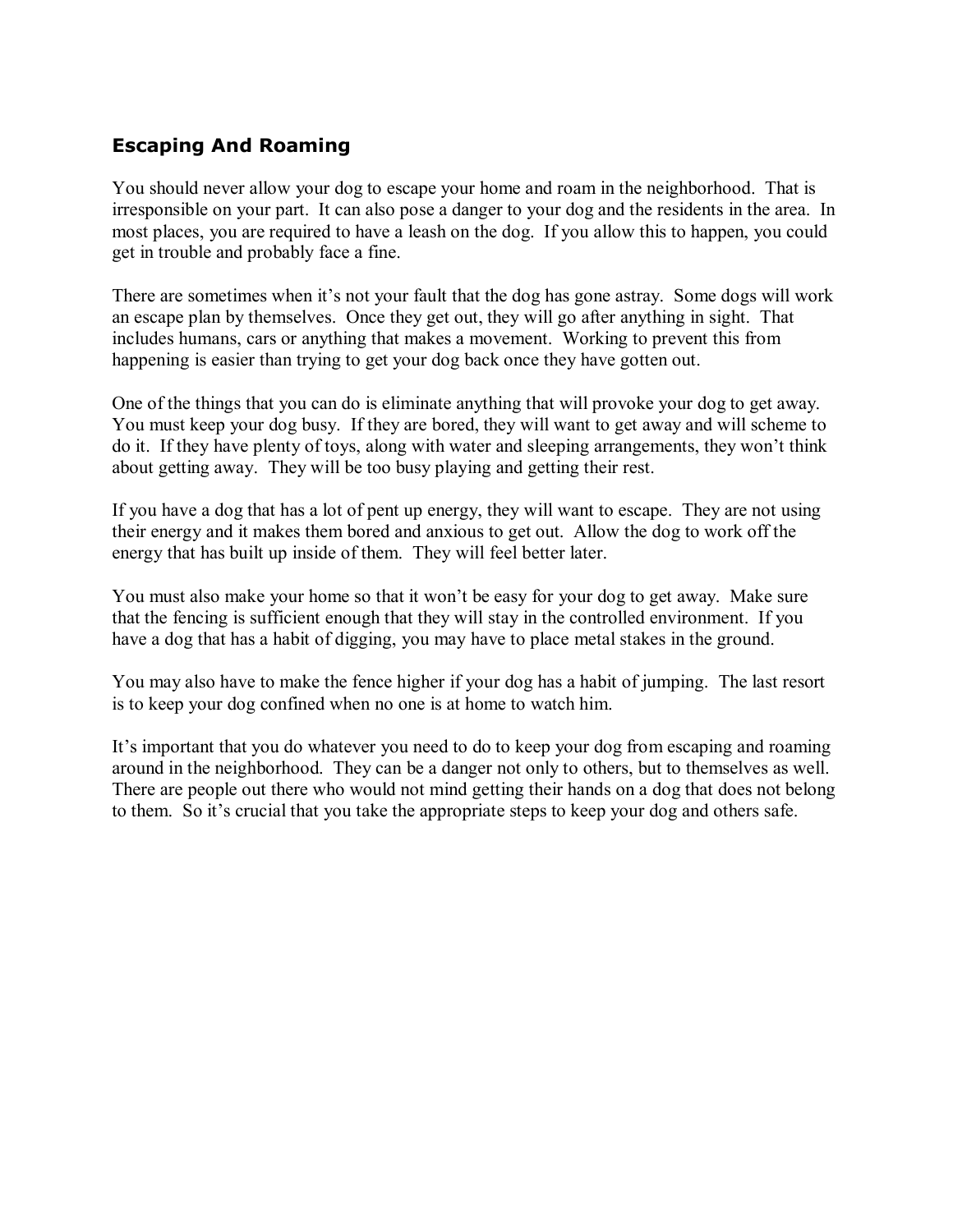## Escaping And Roaming

You should never allow your dog to escape your home and roam in the neighborhood. That is irresponsible on your part. It can also pose a danger to your dog and the residents in the area. In most places, you are required to have a leash on the dog. If you allow this to happen, you could get in trouble and probably face a fine.

There are sometimes when it's not your fault that the dog has gone astray. Some dogs will work an escape plan by themselves. Once they get out, they will go after anything in sight. That includes humans, cars or anything that makes a movement. Working to prevent this from happening is easier than trying to get your dog back once they have gotten out.

One of the things that you can do is eliminate anything that will provoke your dog to get away. You must keep your dog busy. If they are bored, they will want to get away and will scheme to do it. If they have plenty of toys, along with water and sleeping arrangements, they won't think about getting away. They will be too busy playing and getting their rest.

If you have a dog that has a lot of pent up energy, they will want to escape. They are not using their energy and it makes them bored and anxious to get out. Allow the dog to work off the energy that has built up inside of them. They will feel better later.

You must also make your home so that it won't be easy for your dog to get away. Make sure that the fencing is sufficient enough that they will stay in the controlled environment. If you have a dog that has a habit of digging, you may have to place metal stakes in the ground.

You may also have to make the fence higher if your dog has a habit of jumping. The last resort is to keep your dog confined when no one is at home to watch him.

It's important that you do whatever you need to do to keep your dog from escaping and roaming around in the neighborhood. They can be a danger not only to others, but to themselves as well. There are people out there who would not mind getting their hands on a dog that does not belong to them. So it's crucial that you take the appropriate steps to keep your dog and others safe.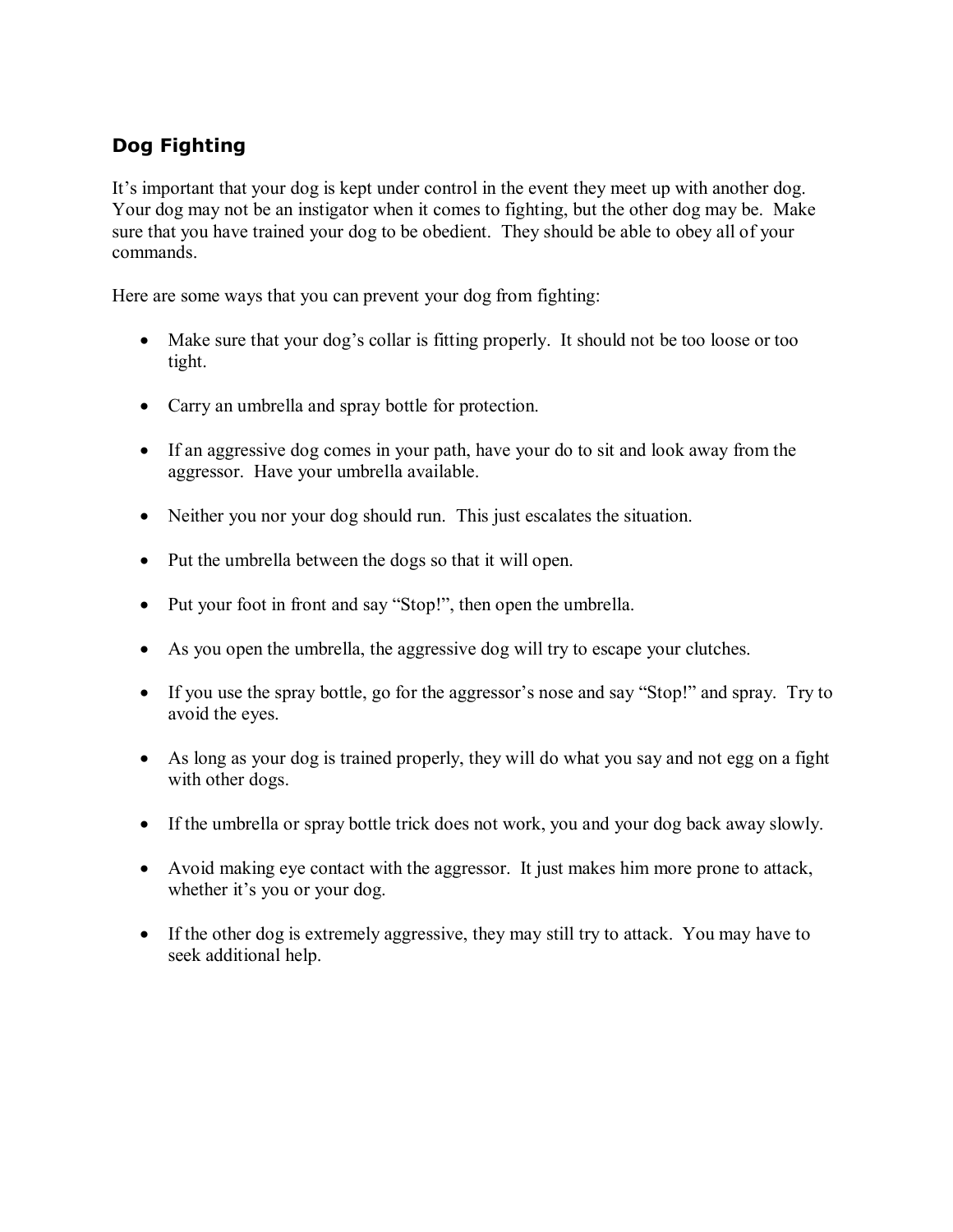## Dog Fighting

It's important that your dog is kept under control in the event they meet up with another dog. Your dog may not be an instigator when it comes to fighting, but the other dog may be. Make sure that you have trained your dog to be obedient. They should be able to obey all of your commands.

Here are some ways that you can prevent your dog from fighting:

- Make sure that your dog's collar is fitting properly. It should not be too loose or too tight.
- Carry an umbrella and spray bottle for protection.
- If an aggressive dog comes in your path, have your do to sit and look away from the aggressor. Have your umbrella available.
- Neither you nor your dog should run. This just escalates the situation.
- Put the umbrella between the dogs so that it will open.
- Put your foot in front and say "Stop!", then open the umbrella.
- As you open the umbrella, the aggressive dog will try to escape your clutches.
- If you use the spray bottle, go for the aggressor's nose and say "Stop!" and spray. Try to avoid the eyes.
- As long as your dog is trained properly, they will do what you say and not egg on a fight with other dogs.
- If the umbrella or spray bottle trick does not work, you and your dog back away slowly.
- Avoid making eye contact with the aggressor. It just makes him more prone to attack, whether it's you or your dog.
- If the other dog is extremely aggressive, they may still try to attack. You may have to seek additional help.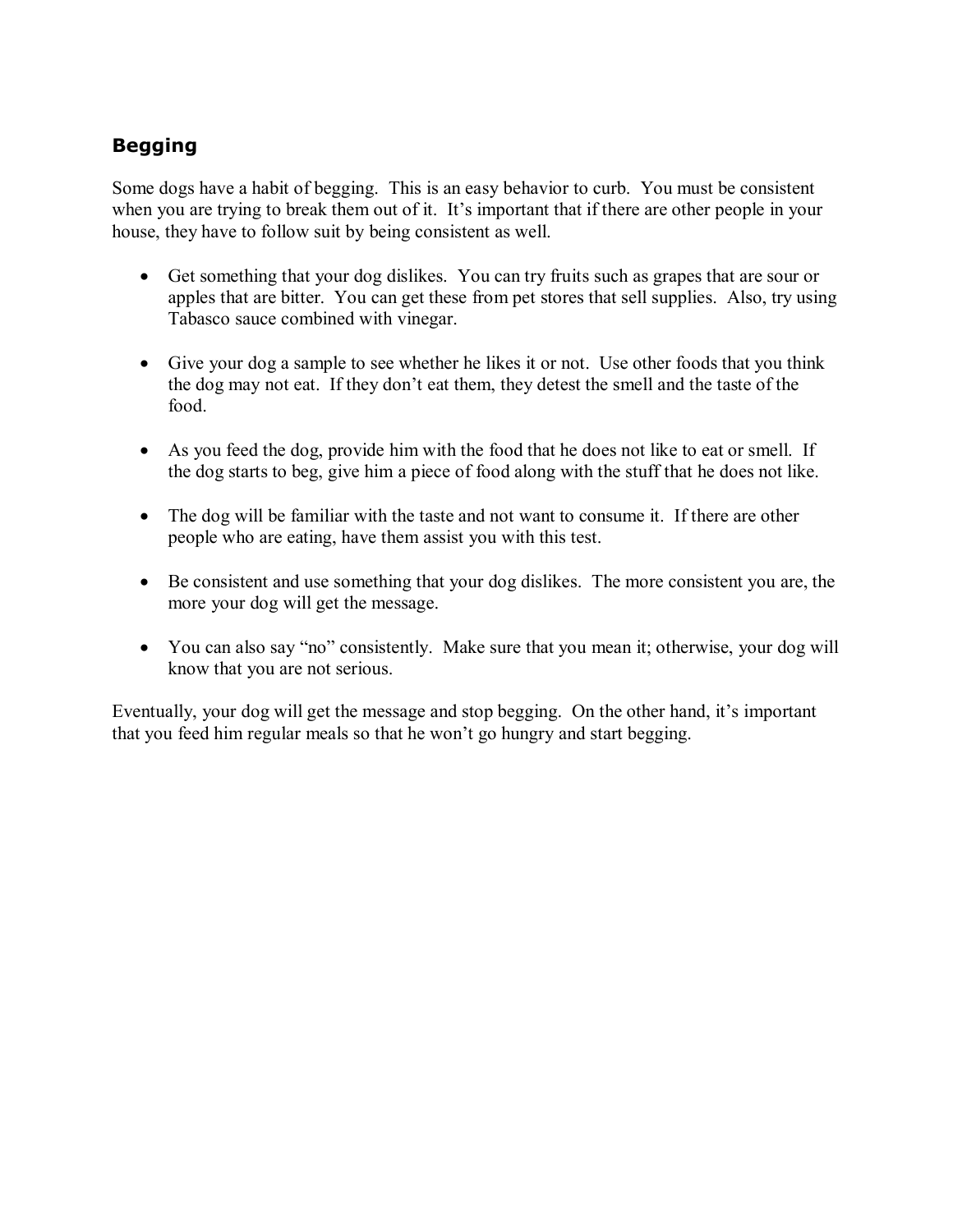### Begging

Some dogs have a habit of begging. This is an easy behavior to curb. You must be consistent when you are trying to break them out of it. It's important that if there are other people in your house, they have to follow suit by being consistent as well.

- Get something that your dog dislikes. You can try fruits such as grapes that are sour or apples that are bitter. You can get these from pet stores that sell supplies. Also, try using Tabasco sauce combined with vinegar.
- Give your dog a sample to see whether he likes it or not. Use other foods that you think the dog may not eat. If they don't eat them, they detest the smell and the taste of the food.
- As you feed the dog, provide him with the food that he does not like to eat or smell. If the dog starts to beg, give him a piece of food along with the stuff that he does not like.
- The dog will be familiar with the taste and not want to consume it. If there are other people who are eating, have them assist you with this test.
- Be consistent and use something that your dog dislikes. The more consistent you are, the more your dog will get the message.
- You can also say "no" consistently. Make sure that you mean it; otherwise, your dog will know that you are not serious.

Eventually, your dog will get the message and stop begging. On the other hand, it's important that you feed him regular meals so that he won't go hungry and start begging.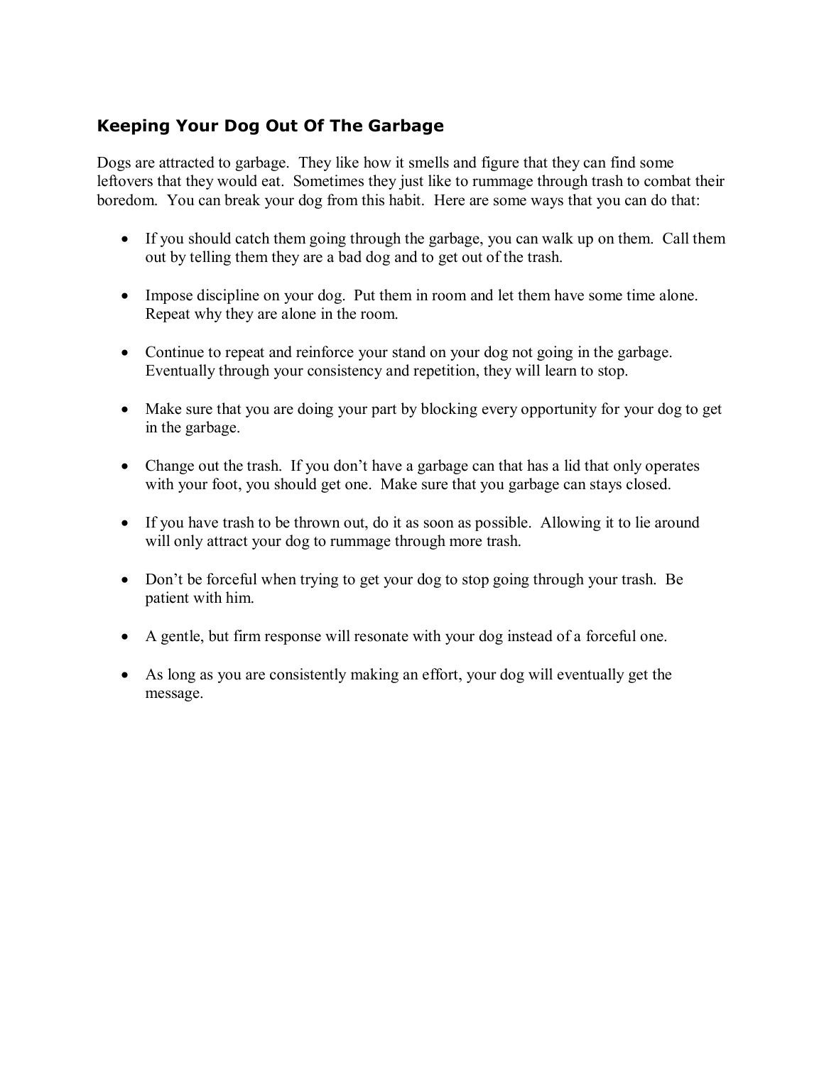## Keeping Your Dog Out Of The Garbage

Dogs are attracted to garbage. They like how it smells and figure that they can find some leftovers that they would eat. Sometimes they just like to rummage through trash to combat their boredom. You can break your dog from this habit. Here are some ways that you can do that:

- If you should catch them going through the garbage, you can walk up on them. Call them out by telling them they are a bad dog and to get out of the trash.

- Impose discipline on your dog. Put them in room and let them have some time alone. Repeat why they are alone in the room.

- Continue to repeat and reinforce your stand on your dog not going in the garbage. Eventually through your consistency and repetition, they will learn to stop.

- Make sure that you are doing your part by blocking every opportunity for your dog to get in the garbage.

- Change out the trash. If you don't have a garbage can that has a lid that only operates with your foot, you should get one. Make sure that you garbage can stays closed.

- If you have trash to be thrown out, do it as soon as possible. Allowing it to lie around will only attract your dog to rummage through more trash.

- Don't be forceful when trying to get your dog to stop going through your trash. Be patient with him.

- A gentle, but firm response will resonate with your dog instead of a forceful one.

- As long as you are consistently making an effort, your dog will eventually get the message.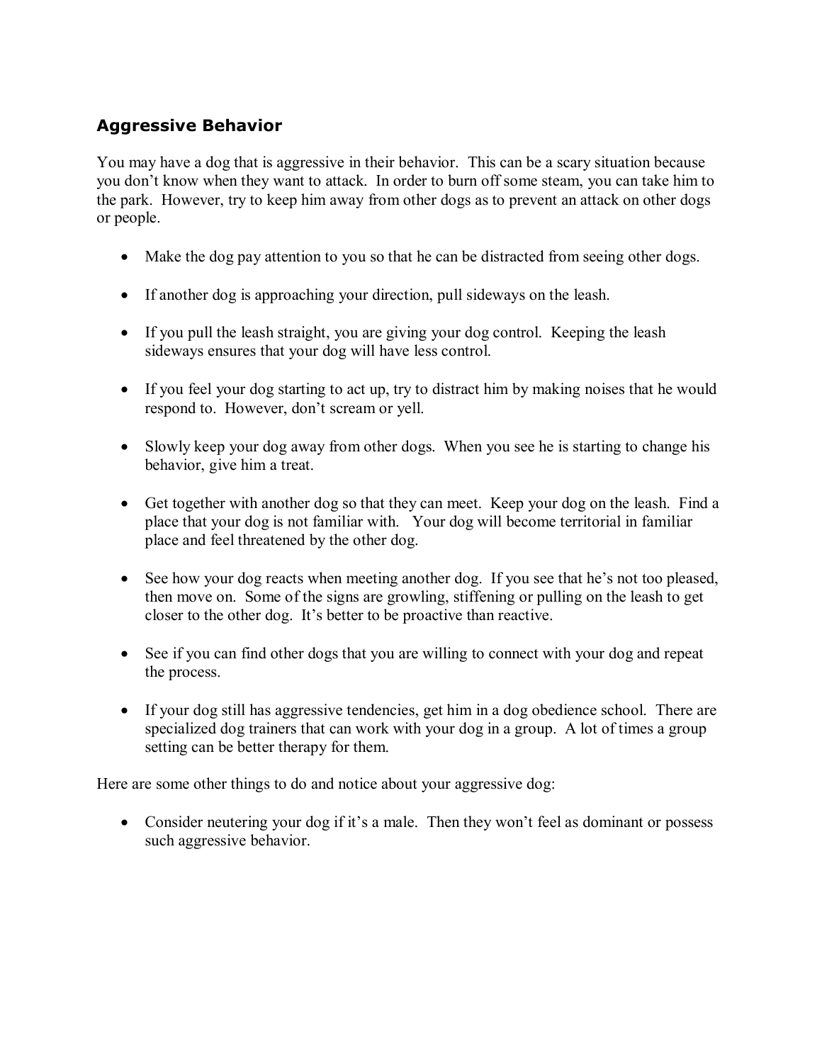## Aggressive Behavior

You may have a dog that is aggressive in their behavior. This can be a scary situation because you don't know when they want to attack. In order to burn off some steam, you can take him to the park. However, try to keep him away from other dogs as to prevent an attack on other dogs or people.

- Make the dog pay attention to you so that he can be distracted from seeing other dogs.
- If another dog is approaching your direction, pull sideways on the leash.
- If you pull the leash straight, you are giving your dog control. Keeping the leash sideways ensures that your dog will have less control.
- If you feel your dog starting to act up, try to distract him by making noises that he would respond to. However, don't scream or yell.
- Slowly keep your dog away from other dogs. When you see he is starting to change his behavior, give him a treat.
- Get together with another dog so that they can meet. Keep your dog on the leash. Find a place that your dog is not familiar with. Your dog will become territorial in familiar place and feel threatened by the other dog.
- See how your dog reacts when meeting another dog. If you see that he's not too pleased, then move on. Some of the signs are growling, stiffening or pulling on the leash to get closer to the other dog. It's better to be proactive than reactive.
- See if you can find other dogs that you are willing to connect with your dog and repeat the process.
- If your dog still has aggressive tendencies, get him in a dog obedience school. There are specialized dog trainers that can work with your dog in a group. A lot of times a group setting can be better therapy for them.

Here are some other things to do and notice about your aggressive dog:

- Consider neutering your dog if it's a male. Then they won't feel as dominant or possess such aggressive behavior.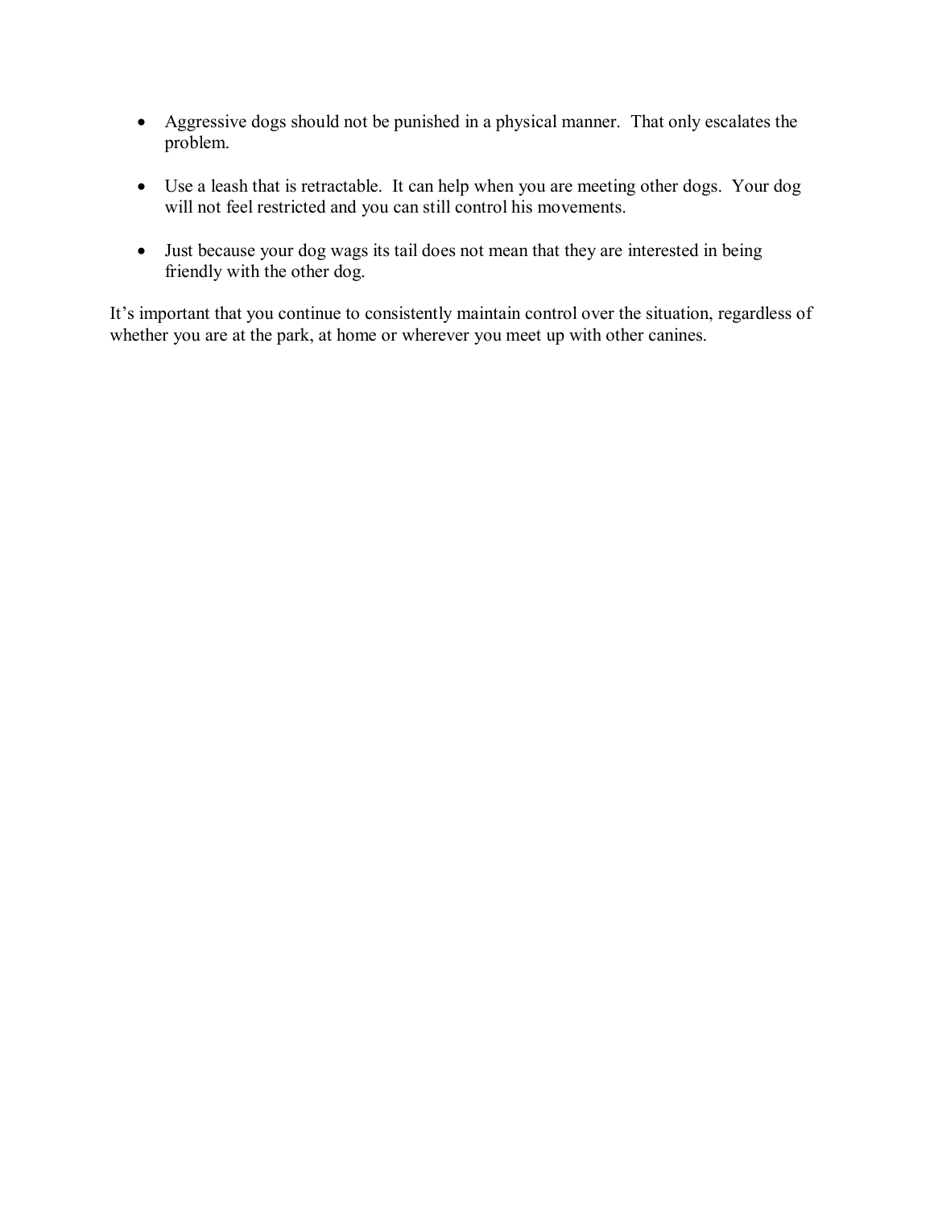- Aggressive dogs should not be punished in a physical manner. That only escalates the problem.

- Use a leash that is retractable. It can help when you are meeting other dogs. Your dog will not feel restricted and you can still control his movements.

- Just because your dog wags its tail does not mean that they are interested in being friendly with the other dog.

It's important that you continue to consistently maintain control over the situation, regardless of whether you are at the park, at home or wherever you meet up with other canines.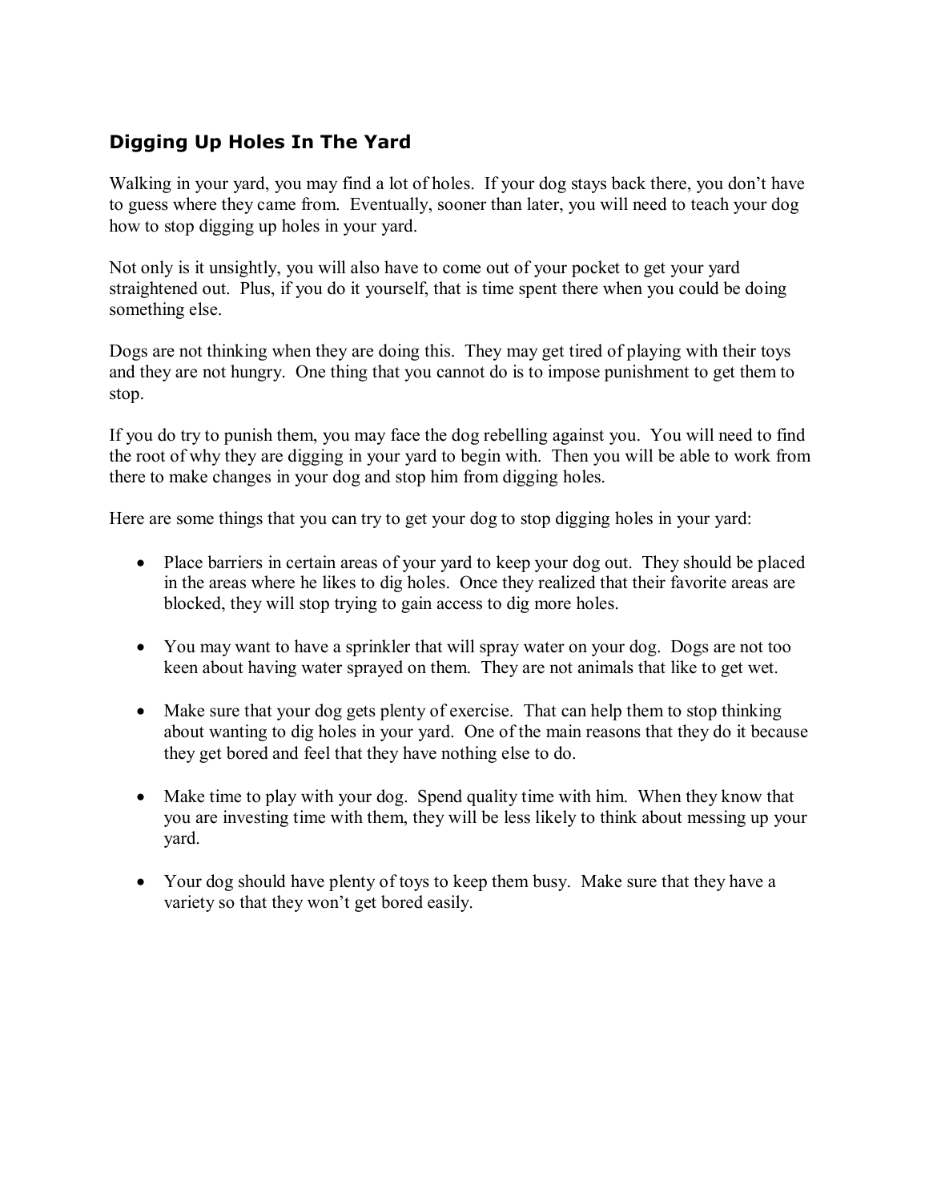## Digging Up Holes In The Yard

Walking in your yard, you may find a lot of holes. If your dog stays back there, you don't have to guess where they came from. Eventually, sooner than later, you will need to teach your dog how to stop digging up holes in your yard.

Not only is it unsightly, you will also have to come out of your pocket to get your yard straightened out. Plus, if you do it yourself, that is time spent there when you could be doing something else.

Dogs are not thinking when they are doing this. They may get tired of playing with their toys and they are not hungry. One thing that you cannot do is to impose punishment to get them to stop.

If you do try to punish them, you may face the dog rebelling against you. You will need to find the root of why they are digging in your yard to begin with. Then you will be able to work from there to make changes in your dog and stop him from digging holes.

Here are some things that you can try to get your dog to stop digging holes in your yard:

- Place barriers in certain areas of your yard to keep your dog out. They should be placed in the areas where he likes to dig holes. Once they realized that their favorite areas are blocked, they will stop trying to gain access to dig more holes.

- You may want to have a sprinkler that will spray water on your dog. Dogs are not too keen about having water sprayed on them. They are not animals that like to get wet.

- Make sure that your dog gets plenty of exercise. That can help them to stop thinking about wanting to dig holes in your yard. One of the main reasons that they do it because they get bored and feel that they have nothing else to do.

- Make time to play with your dog. Spend quality time with him. When they know that you are investing time with them, they will be less likely to think about messing up your yard.

- Your dog should have plenty of toys to keep them busy. Make sure that they have a variety so that they won't get bored easily.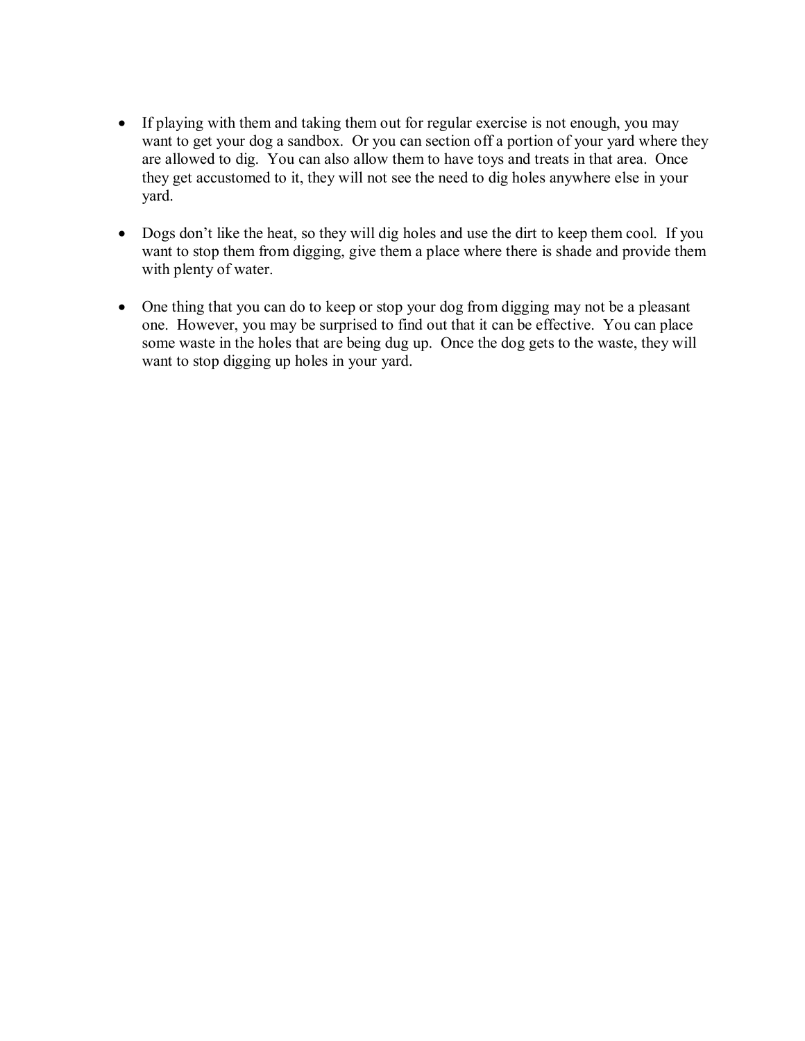- If playing with them and taking them out for regular exercise is not enough, you may want to get your dog a sandbox. Or you can section off a portion of your yard where they are allowed to dig. You can also allow them to have toys and treats in that area. Once they get accustomed to it, they will not see the need to dig holes anywhere else in your yard.

- Dogs don't like the heat, so they will dig holes and use the dirt to keep them cool. If you want to stop them from digging, give them a place where there is shade and provide them with plenty of water.

- One thing that you can do to keep or stop your dog from digging may not be a pleasant one. However, you may be surprised to find out that it can be effective. You can place some waste in the holes that are being dug up. Once the dog gets to the waste, they will want to stop digging up holes in your yard.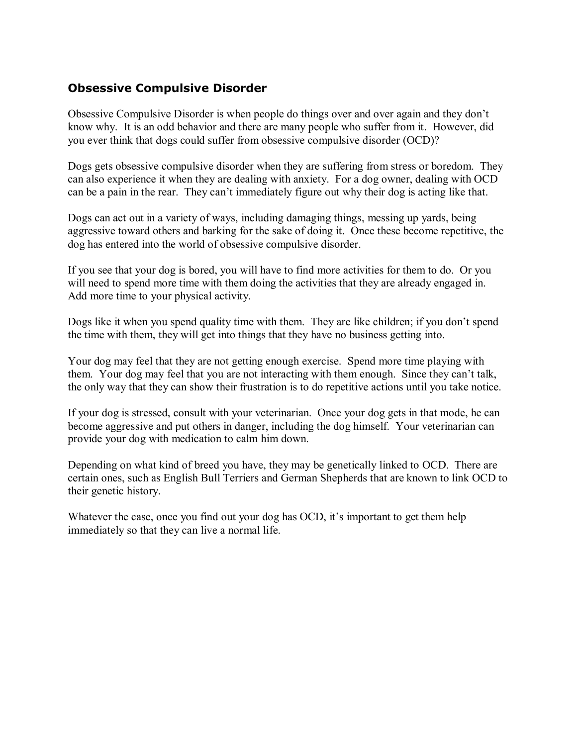## Obsessive Compulsive Disorder

Obsessive Compulsive Disorder is when people do things over and over again and they don't know why. It is an odd behavior and there are many people who suffer from it. However, did you ever think that dogs could suffer from obsessive compulsive disorder (OCD)?

Dogs gets obsessive compulsive disorder when they are suffering from stress or boredom. They can also experience it when they are dealing with anxiety. For a dog owner, dealing with OCD can be a pain in the rear. They can't immediately figure out why their dog is acting like that.

Dogs can act out in a variety of ways, including damaging things, messing up yards, being aggressive toward others and barking for the sake of doing it. Once these become repetitive, the dog has entered into the world of obsessive compulsive disorder.

If you see that your dog is bored, you will have to find more activities for them to do. Or you will need to spend more time with them doing the activities that they are already engaged in. Add more time to your physical activity.

Dogs like it when you spend quality time with them. They are like children; if you don't spend the time with them, they will get into things that they have no business getting into.

Your dog may feel that they are not getting enough exercise. Spend more time playing with them. Your dog may feel that you are not interacting with them enough. Since they can't talk, the only way that they can show their frustration is to do repetitive actions until you take notice.

If your dog is stressed, consult with your veterinarian. Once your dog gets in that mode, he can become aggressive and put others in danger, including the dog himself. Your veterinarian can provide your dog with medication to calm him down.

Depending on what kind of breed you have, they may be genetically linked to OCD. There are certain ones, such as English Bull Terriers and German Shepherds that are known to link OCD to their genetic history.

Whatever the case, once you find out your dog has OCD, it's important to get them help immediately so that they can live a normal life.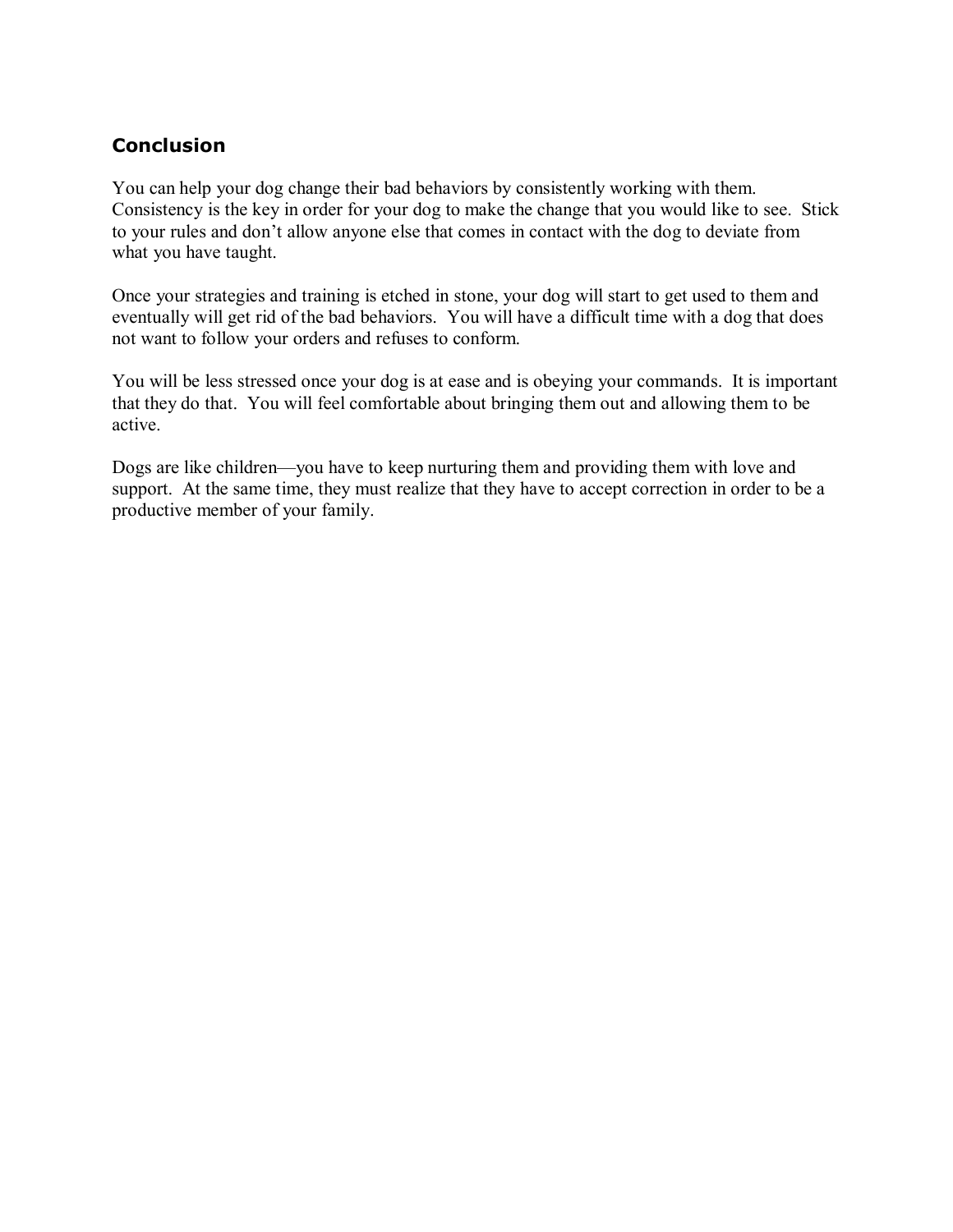## Conclusion

You can help your dog change their bad behaviors by consistently working with them. Consistency is the key in order for your dog to make the change that you would like to see. Stick to your rules and don't allow anyone else that comes in contact with the dog to deviate from what you have taught.

Once your strategies and training is etched in stone, your dog will start to get used to them and eventually will get rid of the bad behaviors. You will have a difficult time with a dog that does not want to follow your orders and refuses to conform.

You will be less stressed once your dog is at ease and is obeying your commands. It is important that they do that. You will feel comfortable about bringing them out and allowing them to be active.

Dogs are like children—you have to keep nurturing them and providing them with love and support. At the same time, they must realize that they have to accept correction in order to be a productive member of your family.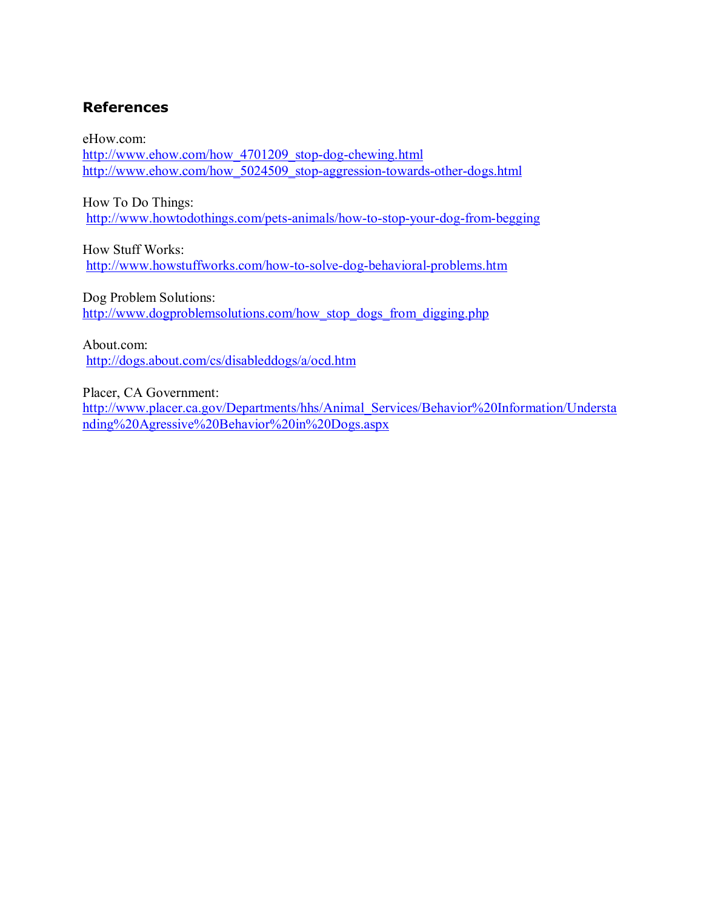## References

eHow.com:
http://www.ehow.com/how_4701209_stop-dog-chewing.html
http://www.ehow.com/how_5024509_stop-aggression-towards-other-dogs.html

How To Do Things:
http://www.howtodothings.com/pets-animals/how-to-stop-your-dog-from-begging

How Stuff Works:
http://www.howstuffworks.com/how-to-solve-dog-behavioral-problems.htm

Dog Problem Solutions:
http://www.dogproblemsolutions.com/how_stop_dogs_from_digging.php

About.com:
http://dogs.about.com/cs/disableddogs/a/ocd.htm

Placer, CA Government:
http://www.placer.ca.gov/Departments/hhs/Animal_Services/Behavior%20Information/Understanding%20Agressive%20Behavior%20in%20Dogs.aspx